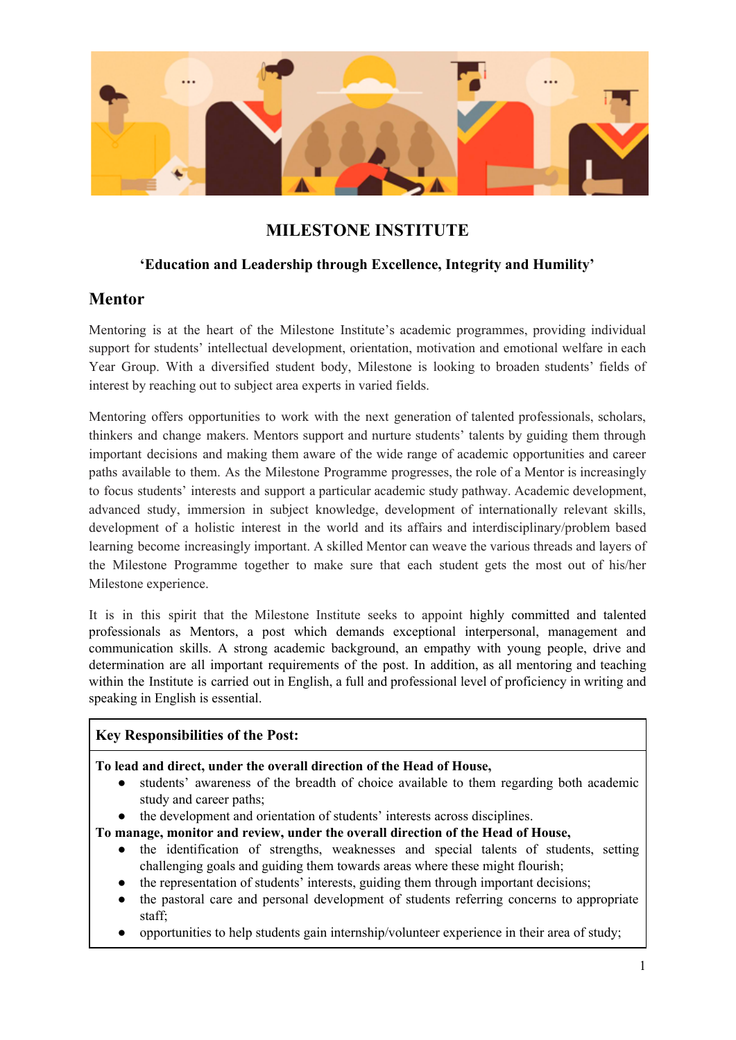# MILESTONE INSTITUTE

**'Education and Leadership through Excellence, Integrity and Humility'**

## Mentor

Mentoring is at the heart of the Milestone Institute's academic programmes, providing individual support for students' intellectual development, orientation, motivation and emotional welfare in each Year Group. With a diversified student body, Milestone is looking to broaden students' fields of interest by reaching out to subject area experts in varied fields.

Mentoring offers opportunities to work with the next generation of talented professionals, scholars, thinkers and change makers. Mentors support and nurture students' talents by guiding them through important decisions and making them aware of the wide range of academic opportunities and career paths available to them. As the Milestone Programme progresses, the role of a Mentor is increasingly to focus students' interests and support a particular academic study pathway. Academic development, advanced study, immersion in subject knowledge, development of internationally relevant skills, development of a holistic interest in the world and its affairs and interdisciplinary/problem based learning become increasingly important. A skilled Mentor can weave the various threads and layers of the Milestone Programme together to make sure that each student gets the most out of his/her Milestone experience.

It is in this spirit that the Milestone Institute seeks to appoint highly committed and talented professionals as Mentors, a post which demands exceptional interpersonal, management and communication skills. A strong academic background, an empathy with young people, drive and determination are all important requirements of the post. In addition, as all mentoring and teaching within the Institute is carried out in English, a full and professional level of proficiency in writing and speaking in English is essential.

**Key Responsibilities of the Post:**

**To lead and direct, under the overall direction of the Head of House,**

- students' awareness of the breadth of choice available to them regarding both academic study and career paths;
- the development and orientation of students' interests across disciplines.

**To manage, monitor and review, under the overall direction of the Head of House,**

- the identification of strengths, weaknesses and special talents of students, setting challenging goals and guiding them towards areas where these might flourish;
- the representation of students' interests, guiding them through important decisions;
- the pastoral care and personal development of students referring concerns to appropriate staff;
- opportunities to help students gain internship/volunteer experience in their area of study;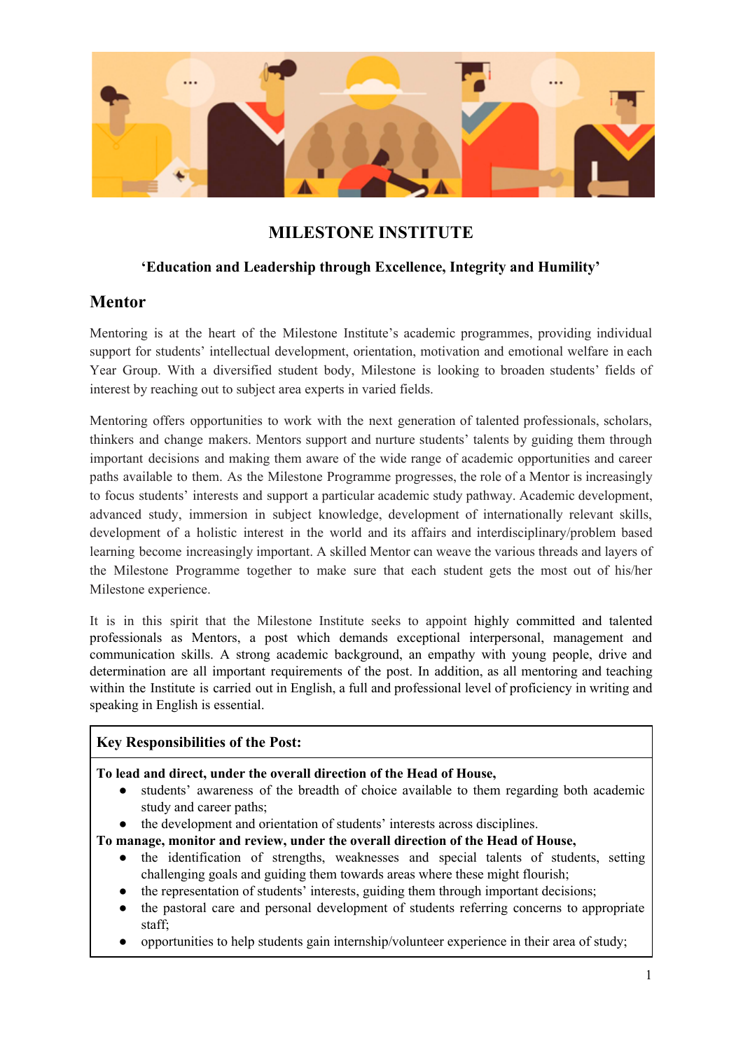# MILESTONE INSTITUTE

**'Education and Leadership through Excellence, Integrity and Humility'**

## Mentor

Mentoring is at the heart of the Milestone Institute's academic programmes, providing individual support for students' intellectual development, orientation, motivation and emotional welfare in each Year Group. With a diversified student body, Milestone is looking to broaden students' fields of interest by reaching out to subject area experts in varied fields.

Mentoring offers opportunities to work with the next generation of talented professionals, scholars, thinkers and change makers. Mentors support and nurture students' talents by guiding them through important decisions and making them aware of the wide range of academic opportunities and career paths available to them. As the Milestone Programme progresses, the role of a Mentor is increasingly to focus students' interests and support a particular academic study pathway. Academic development, advanced study, immersion in subject knowledge, development of internationally relevant skills, development of a holistic interest in the world and its affairs and interdisciplinary/problem based learning become increasingly important. A skilled Mentor can weave the various threads and layers of the Milestone Programme together to make sure that each student gets the most out of his/her Milestone experience.

It is in this spirit that the Milestone Institute seeks to appoint highly committed and talented professionals as Mentors, a post which demands exceptional interpersonal, management and communication skills. A strong academic background, an empathy with young people, drive and determination are all important requirements of the post. In addition, as all mentoring and teaching within the Institute is carried out in English, a full and professional level of proficiency in writing and speaking in English is essential.

**Key Responsibilities of the Post:**

**To lead and direct, under the overall direction of the Head of House,**

- students' awareness of the breadth of choice available to them regarding both academic study and career paths;
- the development and orientation of students' interests across disciplines.

**To manage, monitor and review, under the overall direction of the Head of House,**

- the identification of strengths, weaknesses and special talents of students, setting challenging goals and guiding them towards areas where these might flourish;
- the representation of students' interests, guiding them through important decisions;
- the pastoral care and personal development of students referring concerns to appropriate staff;
- opportunities to help students gain internship/volunteer experience in their area of study;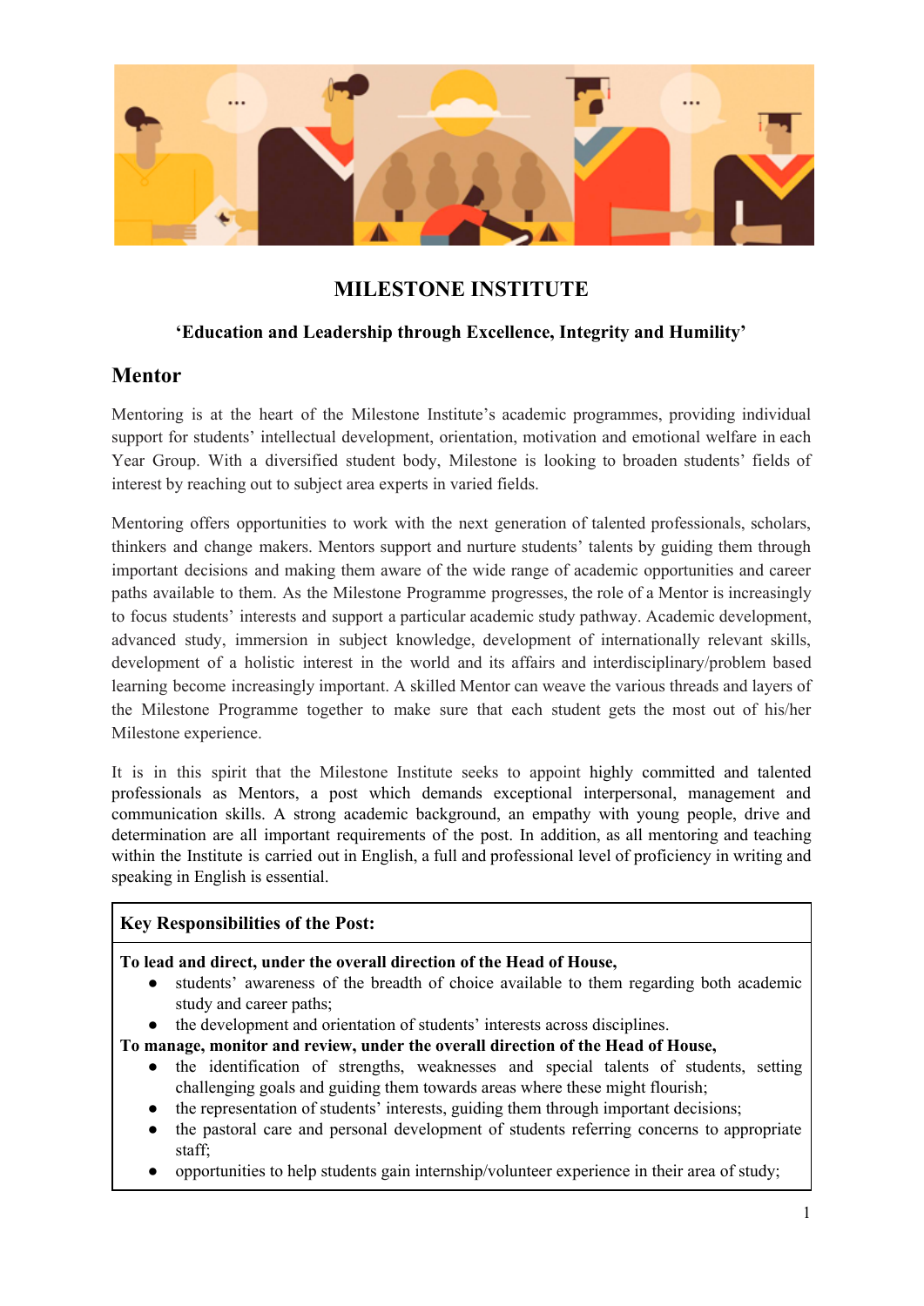# MILESTONE INSTITUTE

**'Education and Leadership through Excellence, Integrity and Humility'**

## Mentor

Mentoring is at the heart of the Milestone Institute's academic programmes, providing individual support for students' intellectual development, orientation, motivation and emotional welfare in each Year Group. With a diversified student body, Milestone is looking to broaden students' fields of interest by reaching out to subject area experts in varied fields.

Mentoring offers opportunities to work with the next generation of talented professionals, scholars, thinkers and change makers. Mentors support and nurture students' talents by guiding them through important decisions and making them aware of the wide range of academic opportunities and career paths available to them. As the Milestone Programme progresses, the role of a Mentor is increasingly to focus students' interests and support a particular academic study pathway. Academic development, advanced study, immersion in subject knowledge, development of internationally relevant skills, development of a holistic interest in the world and its affairs and interdisciplinary/problem based learning become increasingly important. A skilled Mentor can weave the various threads and layers of the Milestone Programme together to make sure that each student gets the most out of his/her Milestone experience.

It is in this spirit that the Milestone Institute seeks to appoint highly committed and talented professionals as Mentors, a post which demands exceptional interpersonal, management and communication skills. A strong academic background, an empathy with young people, drive and determination are all important requirements of the post. In addition, as all mentoring and teaching within the Institute is carried out in English, a full and professional level of proficiency in writing and speaking in English is essential.

### Key Responsibilities of the Post:

**To lead and direct, under the overall direction of the Head of House,**

- students' awareness of the breadth of choice available to them regarding both academic study and career paths;
- the development and orientation of students' interests across disciplines.

**To manage, monitor and review, under the overall direction of the Head of House,**

- the identification of strengths, weaknesses and special talents of students, setting challenging goals and guiding them towards areas where these might flourish;
- the representation of students' interests, guiding them through important decisions;
- the pastoral care and personal development of students referring concerns to appropriate staff;
- opportunities to help students gain internship/volunteer experience in their area of study;